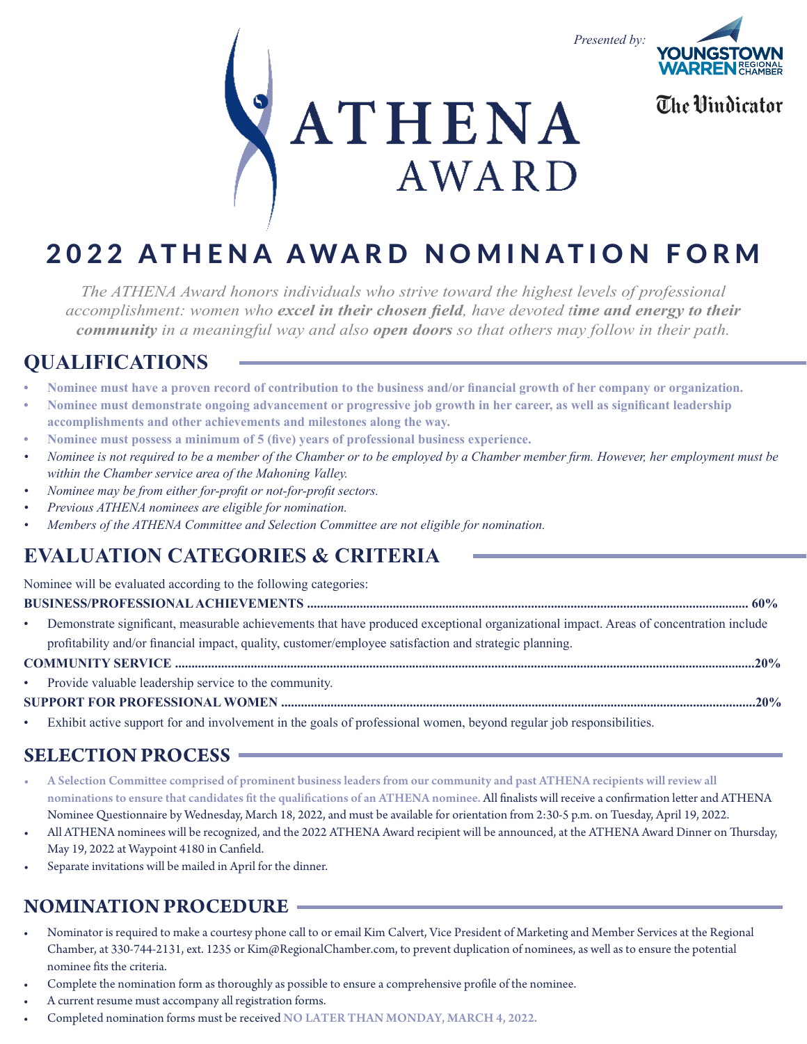Presented by:

YOUNGSTOWN WARREN REGIONAL CHAMBER

The Vindicator

# ATHENA AWARD

# 2022 ATHENA AWARD NOMINATION FORM

*The ATHENA Award honors individuals who strive toward the highest levels of professional accomplishment: women who **excel in their chosen field**, have devoted t**ime and energy to their community** in a meaningful way and also **open doors** so that others may follow in their path.*

## QUALIFICATIONS

- **Nominee must have a proven record of contribution to the business and/or financial growth of her company or organization.**
- **Nominee must demonstrate ongoing advancement or progressive job growth in her career, as well as significant leadership accomplishments and other achievements and milestones along the way.**
- **Nominee must possess a minimum of 5 (five) years of professional business experience.**
- *Nominee is not required to be a member of the Chamber or to be employed by a Chamber member firm. However, her employment must be within the Chamber service area of the Mahoning Valley.*
- *Nominee may be from either for-profit or not-for-profit sectors.*
- *Previous ATHENA nominees are eligible for nomination.*
- *Members of the ATHENA Committee and Selection Committee are not eligible for nomination.*

## EVALUATION CATEGORIES & CRITERIA

Nominee will be evaluated according to the following categories:

**BUSINESS/PROFESSIONAL ACHIEVEMENTS .................................................................................................................................. 60%**

- Demonstrate significant, measurable achievements that have produced exceptional organizational impact. Areas of concentration include profitability and/or financial impact, quality, customer/employee satisfaction and strategic planning.

**COMMUNITY SERVICE ..........................................................................................................................................................20%**

- Provide valuable leadership service to the community.

**SUPPORT FOR PROFESSIONAL WOMEN .............................................................................................................................20%**

- Exhibit active support for and involvement in the goals of professional women, beyond regular job responsibilities.

## SELECTION PROCESS

- **A Selection Committee comprised of prominent business leaders from our community and past ATHENA recipients will review all nominations to ensure that candidates fit the qualifications of an ATHENA nominee.** All finalists will receive a confirmation letter and ATHENA Nominee Questionnaire by Wednesday, March 18, 2022, and must be available for orientation from 2:30-5 p.m. on Tuesday, April 19, 2022.
- All ATHENA nominees will be recognized, and the 2022 ATHENA Award recipient will be announced, at the ATHENA Award Dinner on Thursday, May 19, 2022 at Waypoint 4180 in Canfield.
- Separate invitations will be mailed in April for the dinner.

## NOMINATION PROCEDURE

- Nominator is required to make a courtesy phone call to or email Kim Calvert, Vice President of Marketing and Member Services at the Regional Chamber, at 330-744-2131, ext. 1235 or Kim@RegionalChamber.com, to prevent duplication of nominees, as well as to ensure the potential nominee fits the criteria.
- Complete the nomination form as thoroughly as possible to ensure a comprehensive profile of the nominee.
- A current resume must accompany all registration forms.
- Completed nomination forms must be received **NO LATER THAN MONDAY, MARCH 4, 2022.**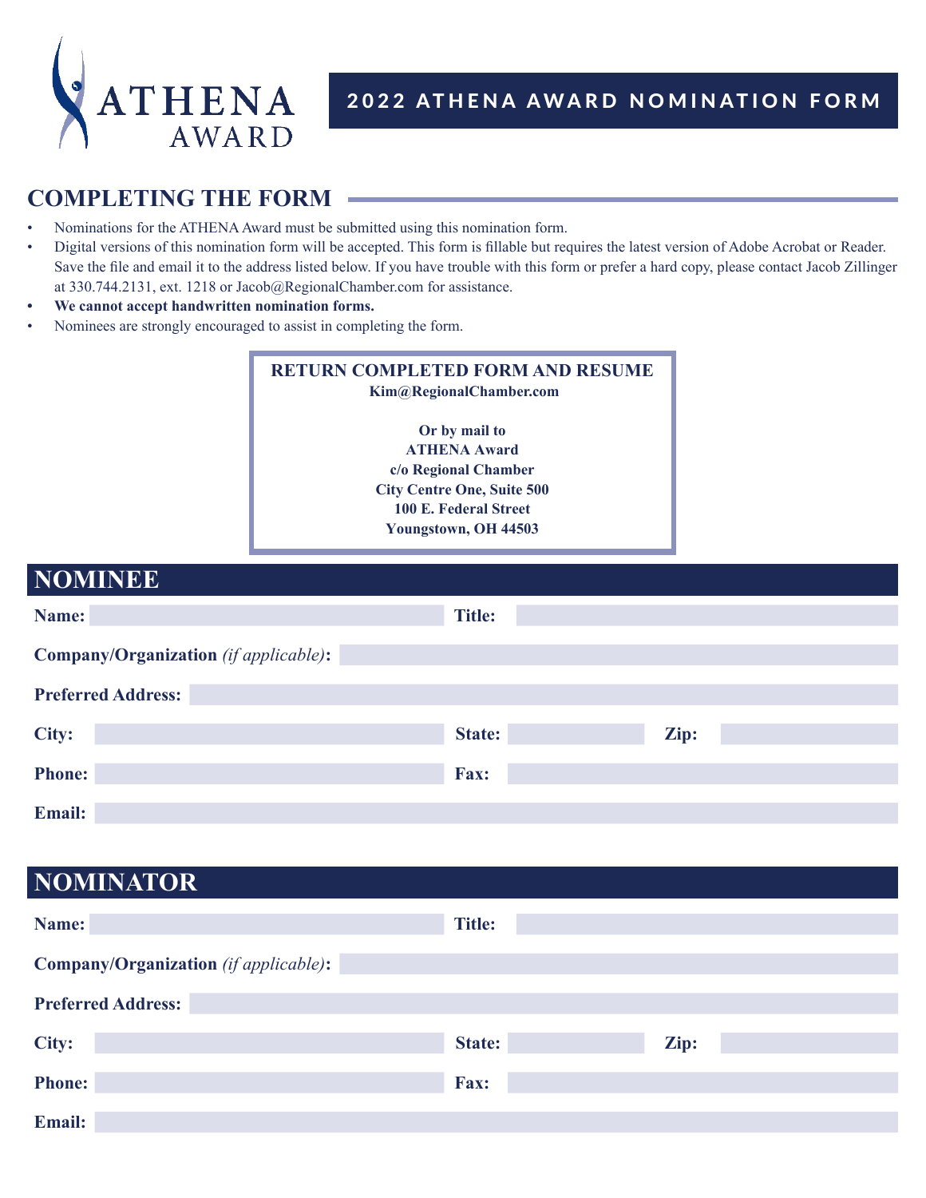ATHENA AWARD

# 2022 ATHENA AWARD NOMINATION FORM

## COMPLETING THE FORM

- Nominations for the ATHENA Award must be submitted using this nomination form.
- Digital versions of this nomination form will be accepted. This form is fillable but requires the latest version of Adobe Acrobat or Reader. Save the file and email it to the address listed below. If you have trouble with this form or prefer a hard copy, please contact Jacob Zillinger at 330.744.2131, ext. 1218 or Jacob@RegionalChamber.com for assistance.
- **We cannot accept handwritten nomination forms.**
- Nominees are strongly encouraged to assist in completing the form.

**RETURN COMPLETED FORM AND RESUME**
**Kim@RegionalChamber.com**

**Or by mail to**
**ATHENA Award**
**c/o Regional Chamber**
**City Centre One, Suite 500**
**100 E. Federal Street**
**Youngstown, OH 44503**

## NOMINEE

**Name:** | **Title:**

**Company/Organization** *(if applicable)***:**

**Preferred Address:**

**City:** | **State:** | **Zip:**

**Phone:** | **Fax:**

**Email:**

## NOMINATOR

**Name:** | **Title:**

**Company/Organization** *(if applicable)***:**

**Preferred Address:**

**City:** | **State:** | **Zip:**

**Phone:** | **Fax:**

**Email:**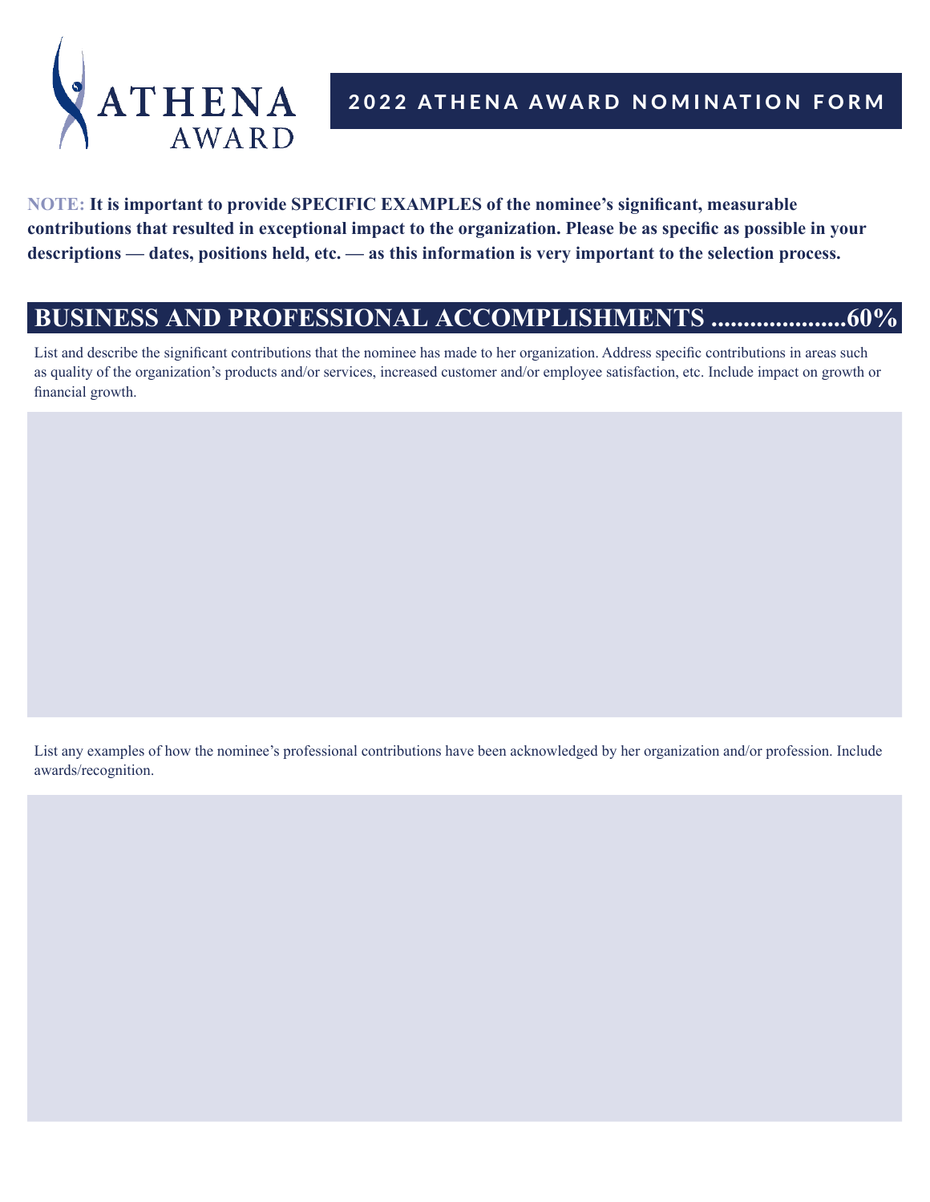ATHENA AWARD

# 2022 ATHENA AWARD NOMINATION FORM

**NOTE: It is important to provide SPECIFIC EXAMPLES of the nominee's significant, measurable contributions that resulted in exceptional impact to the organization. Please be as specific as possible in your descriptions — dates, positions held, etc. — as this information is very important to the selection process.**

## BUSINESS AND PROFESSIONAL ACCOMPLISHMENTS .....................60%

List and describe the significant contributions that the nominee has made to her organization. Address specific contributions in areas such as quality of the organization's products and/or services, increased customer and/or employee satisfaction, etc. Include impact on growth or financial growth.

List any examples of how the nominee's professional contributions have been acknowledged by her organization and/or profession. Include awards/recognition.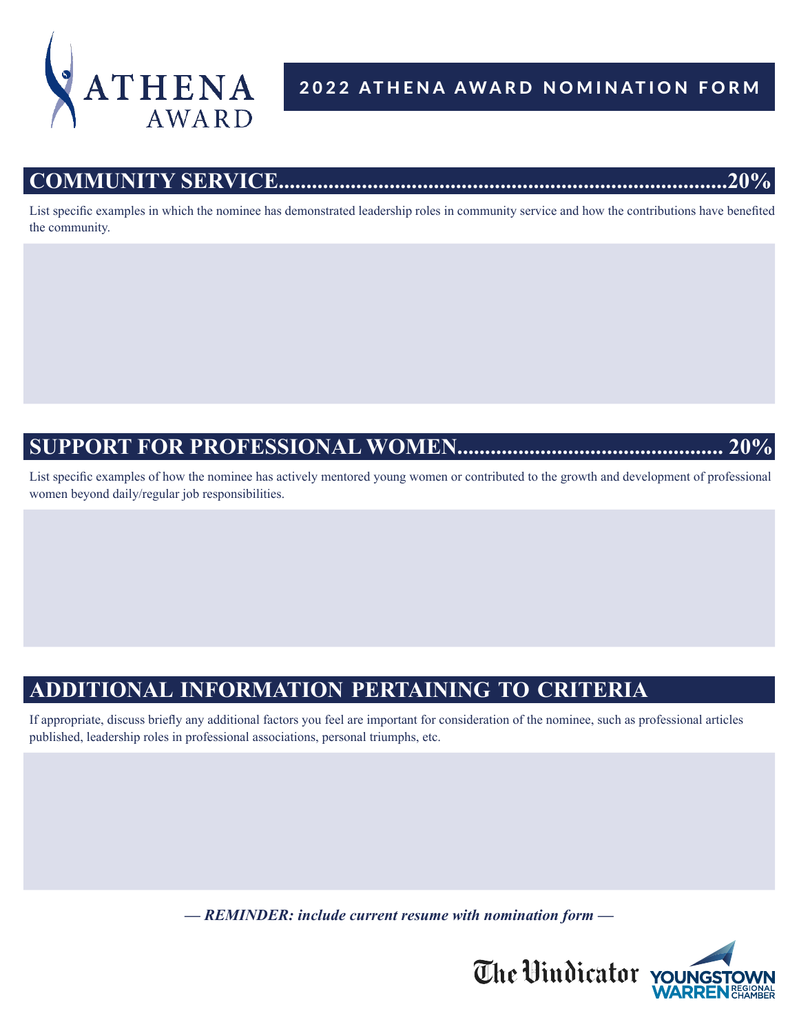# 2022 ATHENA AWARD NOMINATION FORM

## COMMUNITY SERVICE........................................................................20%

List specific examples in which the nominee has demonstrated leadership roles in community service and how the contributions have benefited the community.

## SUPPORT FOR PROFESSIONAL WOMEN.............................................. 20%

List specific examples of how the nominee has actively mentored young women or contributed to the growth and development of professional women beyond daily/regular job responsibilities.

## ADDITIONAL INFORMATION PERTAINING TO CRITERIA

If appropriate, discuss briefly any additional factors you feel are important for consideration of the nominee, such as professional articles published, leadership roles in professional associations, personal triumphs, etc.

***— REMINDER: include current resume with nomination form —***

The Vindicator

YOUNGSTOWN WARREN REGIONAL CHAMBER